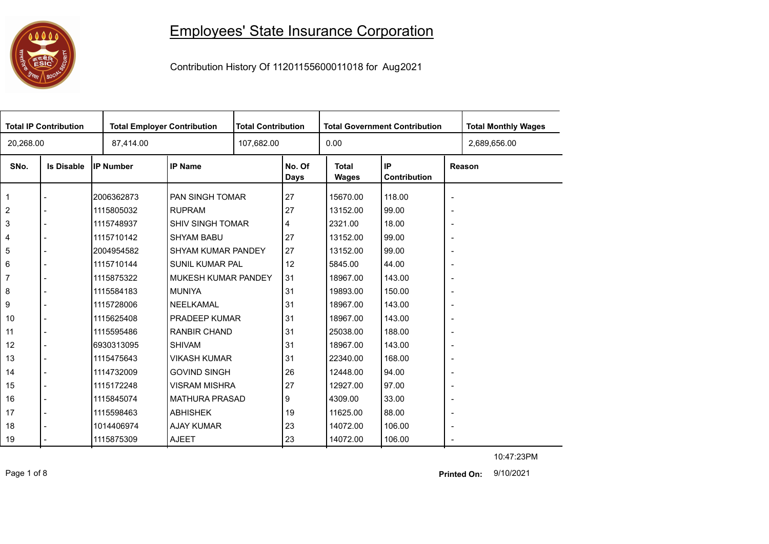# Employees' State Insurance Corporation

Contribution History Of 11201155600011018 for Aug2021

| Total IP Contribution | Total Employer Contribution | Total Contribution | Total Government Contribution | Total Monthly Wages |
|---|---|---|---|---|
| 20,268.00 | 87,414.00 | 107,682.00 | 0.00 | 2,689,656.00 |

| SNo. | Is Disable | IP Number | IP Name | No. Of Days | Total Wages | IP Contribution | Reason |
|---|---|---|---|---|---|---|---|
| 1 | - | 2006362873 | PAN SINGH TOMAR | 27 | 15670.00 | 118.00 | - |
| 2 | - | 1115805032 | RUPRAM | 27 | 13152.00 | 99.00 | - |
| 3 | - | 1115748937 | SHIV SINGH TOMAR | 4 | 2321.00 | 18.00 | - |
| 4 | - | 1115710142 | SHYAM BABU | 27 | 13152.00 | 99.00 | - |
| 5 | - | 2004954582 | SHYAM KUMAR PANDEY | 27 | 13152.00 | 99.00 | - |
| 6 | - | 1115710144 | SUNIL KUMAR PAL | 12 | 5845.00 | 44.00 | - |
| 7 | - | 1115875322 | MUKESH KUMAR PANDEY | 31 | 18967.00 | 143.00 | - |
| 8 | - | 1115584183 | MUNIYA | 31 | 19893.00 | 150.00 | - |
| 9 | - | 1115728006 | NEELKAMAL | 31 | 18967.00 | 143.00 | - |
| 10 | - | 1115625408 | PRADEEP KUMAR | 31 | 18967.00 | 143.00 | - |
| 11 | - | 1115595486 | RANBIR CHAND | 31 | 25038.00 | 188.00 | - |
| 12 | - | 6930313095 | SHIVAM | 31 | 18967.00 | 143.00 | - |
| 13 | - | 1115475643 | VIKASH KUMAR | 31 | 22340.00 | 168.00 | - |
| 14 | - | 1114732009 | GOVIND SINGH | 26 | 12448.00 | 94.00 | - |
| 15 | - | 1115172248 | VISRAM MISHRA | 27 | 12927.00 | 97.00 | - |
| 16 | - | 1115845074 | MATHURA PRASAD | 9 | 4309.00 | 33.00 | - |
| 17 | - | 1115598463 | ABHISHEK | 19 | 11625.00 | 88.00 | - |
| 18 | - | 1014406974 | AJAY KUMAR | 23 | 14072.00 | 106.00 | - |
| 19 | - | 1115875309 | AJEET | 23 | 14072.00 | 106.00 | - |

10:47:23PM

**Printed On:** 9/10/2021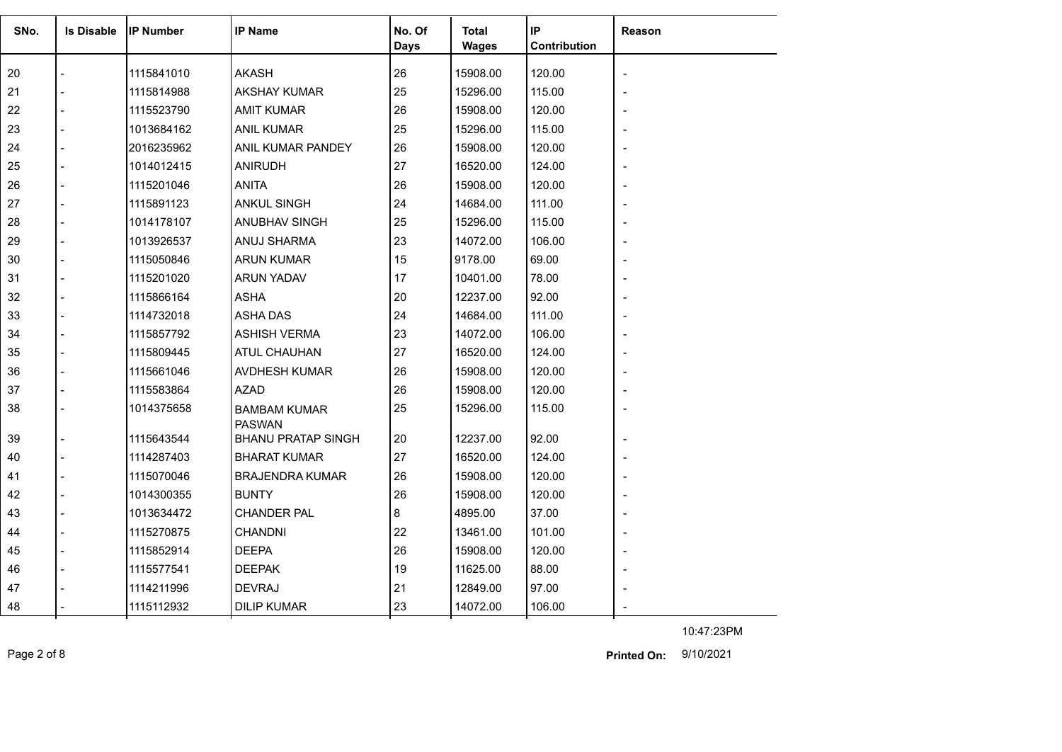| SNo. | Is Disable | IP Number | IP Name | No. Of Days | Total Wages | IP Contribution | Reason |
|---|---|---|---|---|---|---|---|
| 20 | - | 1115841010 | AKASH | 26 | 15908.00 | 120.00 | - |
| 21 | - | 1115814988 | AKSHAY KUMAR | 25 | 15296.00 | 115.00 | - |
| 22 | - | 1115523790 | AMIT KUMAR | 26 | 15908.00 | 120.00 | - |
| 23 | - | 1013684162 | ANIL KUMAR | 25 | 15296.00 | 115.00 | - |
| 24 | - | 2016235962 | ANIL KUMAR PANDEY | 26 | 15908.00 | 120.00 | - |
| 25 | - | 1014012415 | ANIRUDH | 27 | 16520.00 | 124.00 | - |
| 26 | - | 1115201046 | ANITA | 26 | 15908.00 | 120.00 | - |
| 27 | - | 1115891123 | ANKUL SINGH | 24 | 14684.00 | 111.00 | - |
| 28 | - | 1014178107 | ANUBHAV SINGH | 25 | 15296.00 | 115.00 | - |
| 29 | - | 1013926537 | ANUJ SHARMA | 23 | 14072.00 | 106.00 | - |
| 30 | - | 1115050846 | ARUN KUMAR | 15 | 9178.00 | 69.00 | - |
| 31 | - | 1115201020 | ARUN YADAV | 17 | 10401.00 | 78.00 | - |
| 32 | - | 1115866164 | ASHA | 20 | 12237.00 | 92.00 | - |
| 33 | - | 1114732018 | ASHA DAS | 24 | 14684.00 | 111.00 | - |
| 34 | - | 1115857792 | ASHISH VERMA | 23 | 14072.00 | 106.00 | - |
| 35 | - | 1115809445 | ATUL CHAUHAN | 27 | 16520.00 | 124.00 | - |
| 36 | - | 1115661046 | AVDHESH KUMAR | 26 | 15908.00 | 120.00 | - |
| 37 | - | 1115583864 | AZAD | 26 | 15908.00 | 120.00 | - |
| 38 | - | 1014375658 | BAMBAM KUMAR PASWAN | 25 | 15296.00 | 115.00 | - |
| 39 | - | 1115643544 | BHANU PRATAP SINGH | 20 | 12237.00 | 92.00 | - |
| 40 | - | 1114287403 | BHARAT KUMAR | 27 | 16520.00 | 124.00 | - |
| 41 | - | 1115070046 | BRAJENDRA KUMAR | 26 | 15908.00 | 120.00 | - |
| 42 | - | 1014300355 | BUNTY | 26 | 15908.00 | 120.00 | - |
| 43 | - | 1013634472 | CHANDER PAL | 8 | 4895.00 | 37.00 | - |
| 44 | - | 1115270875 | CHANDNI | 22 | 13461.00 | 101.00 | - |
| 45 | - | 1115852914 | DEEPA | 26 | 15908.00 | 120.00 | - |
| 46 | - | 1115577541 | DEEPAK | 19 | 11625.00 | 88.00 | - |
| 47 | - | 1114211996 | DEVRAJ | 21 | 12849.00 | 97.00 | - |
| 48 | - | 1115112932 | DILIP KUMAR | 23 | 14072.00 | 106.00 | - |

10:47:23PM

**Printed On:** 9/10/2021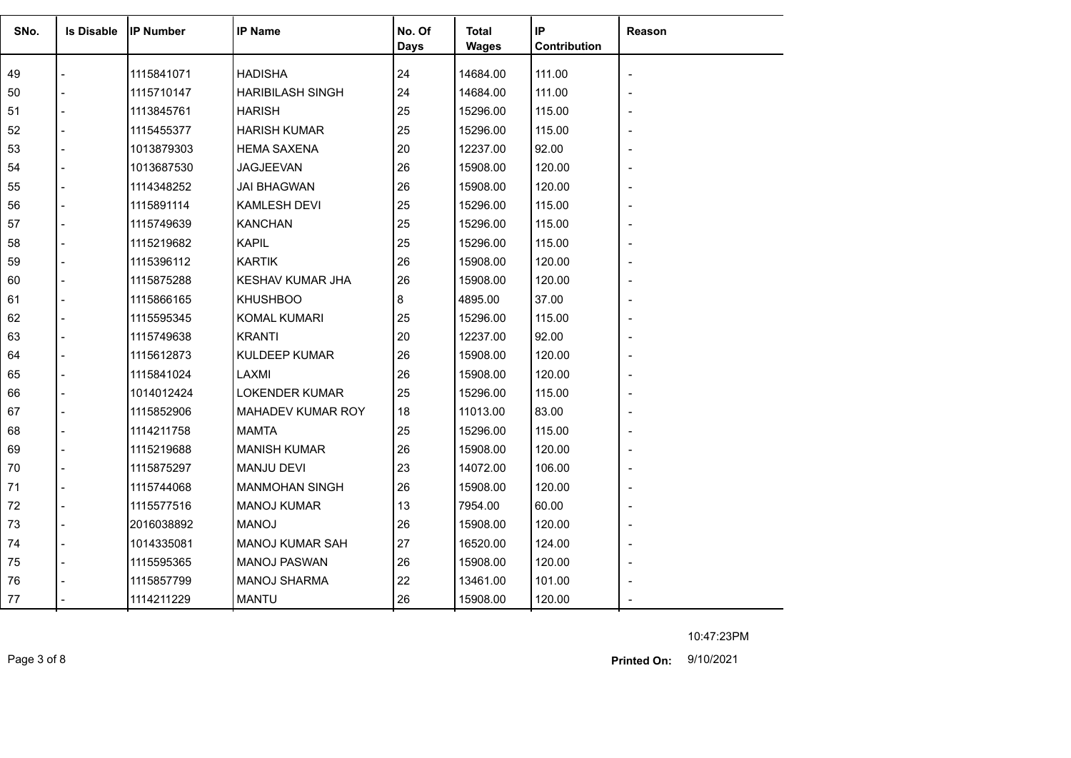| SNo. | Is Disable | IP Number | IP Name | No. Of Days | Total Wages | IP Contribution | Reason |
|---|---|---|---|---|---|---|---|
| 49 | - | 1115841071 | HADISHA | 24 | 14684.00 | 111.00 | - |
| 50 | - | 1115710147 | HARIBILASH SINGH | 24 | 14684.00 | 111.00 | - |
| 51 | - | 1113845761 | HARISH | 25 | 15296.00 | 115.00 | - |
| 52 | - | 1115455377 | HARISH KUMAR | 25 | 15296.00 | 115.00 | - |
| 53 | - | 1013879303 | HEMA SAXENA | 20 | 12237.00 | 92.00 | - |
| 54 | - | 1013687530 | JAGJEEVAN | 26 | 15908.00 | 120.00 | - |
| 55 | - | 1114348252 | JAI BHAGWAN | 26 | 15908.00 | 120.00 | - |
| 56 | - | 1115891114 | KAMLESH DEVI | 25 | 15296.00 | 115.00 | - |
| 57 | - | 1115749639 | KANCHAN | 25 | 15296.00 | 115.00 | - |
| 58 | - | 1115219682 | KAPIL | 25 | 15296.00 | 115.00 | - |
| 59 | - | 1115396112 | KARTIK | 26 | 15908.00 | 120.00 | - |
| 60 | - | 1115875288 | KESHAV KUMAR JHA | 26 | 15908.00 | 120.00 | - |
| 61 | - | 1115866165 | KHUSHBOO | 8 | 4895.00 | 37.00 | - |
| 62 | - | 1115595345 | KOMAL KUMARI | 25 | 15296.00 | 115.00 | - |
| 63 | - | 1115749638 | KRANTI | 20 | 12237.00 | 92.00 | - |
| 64 | - | 1115612873 | KULDEEP KUMAR | 26 | 15908.00 | 120.00 | - |
| 65 | - | 1115841024 | LAXMI | 26 | 15908.00 | 120.00 | - |
| 66 | - | 1014012424 | LOKENDER KUMAR | 25 | 15296.00 | 115.00 | - |
| 67 | - | 1115852906 | MAHADEV KUMAR ROY | 18 | 11013.00 | 83.00 | - |
| 68 | - | 1114211758 | MAMTA | 25 | 15296.00 | 115.00 | - |
| 69 | - | 1115219688 | MANISH KUMAR | 26 | 15908.00 | 120.00 | - |
| 70 | - | 1115875297 | MANJU DEVI | 23 | 14072.00 | 106.00 | - |
| 71 | - | 1115744068 | MANMOHAN SINGH | 26 | 15908.00 | 120.00 | - |
| 72 | - | 1115577516 | MANOJ KUMAR | 13 | 7954.00 | 60.00 | - |
| 73 | - | 2016038892 | MANOJ | 26 | 15908.00 | 120.00 | - |
| 74 | - | 1014335081 | MANOJ KUMAR SAH | 27 | 16520.00 | 124.00 | - |
| 75 | - | 1115595365 | MANOJ PASWAN | 26 | 15908.00 | 120.00 | - |
| 76 | - | 1115857799 | MANOJ SHARMA | 22 | 13461.00 | 101.00 | - |
| 77 | - | 1114211229 | MANTU | 26 | 15908.00 | 120.00 | - |

10:47:23PM

**Printed On:** 9/10/2021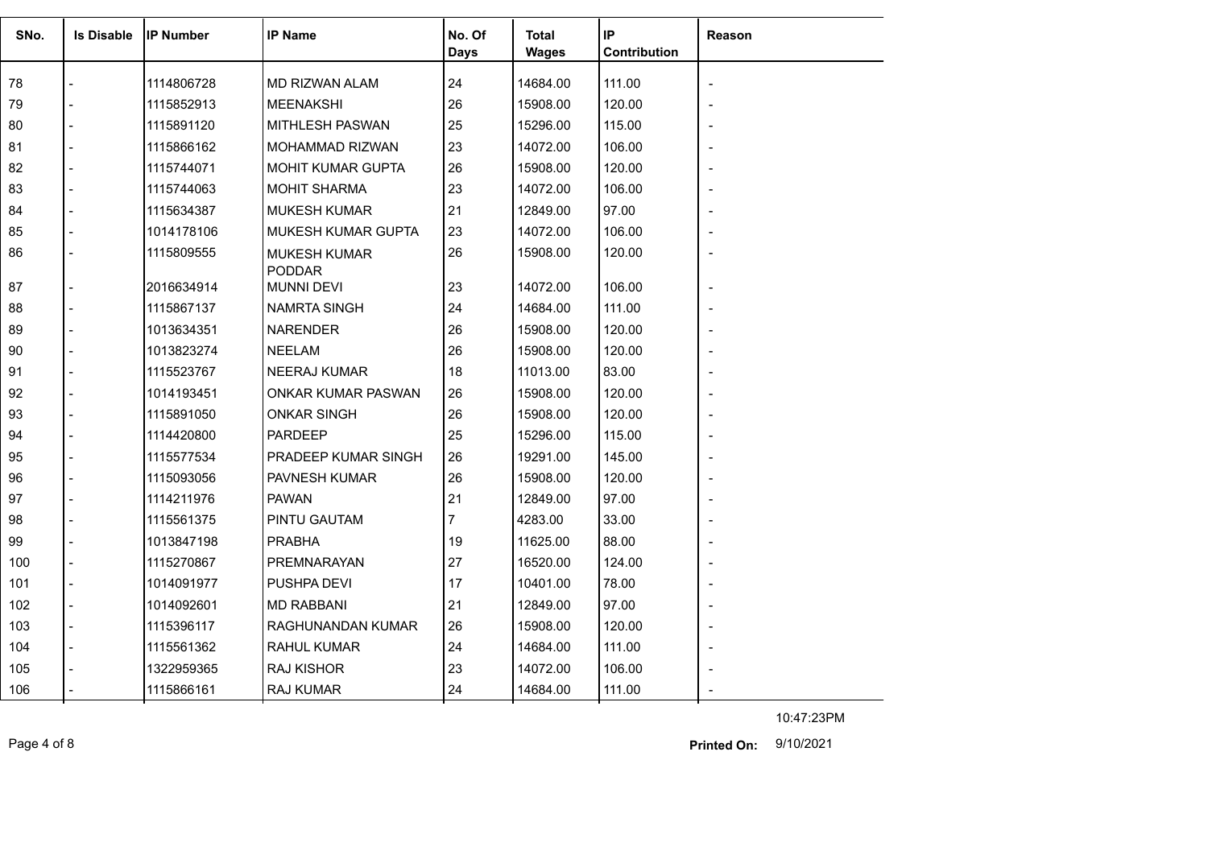| SNo. | Is Disable | IP Number | IP Name | No. Of Days | Total Wages | IP Contribution | Reason |
|---|---|---|---|---|---|---|---|
| 78 | - | 1114806728 | MD RIZWAN ALAM | 24 | 14684.00 | 111.00 | - |
| 79 | - | 1115852913 | MEENAKSHI | 26 | 15908.00 | 120.00 | - |
| 80 | - | 1115891120 | MITHLESH PASWAN | 25 | 15296.00 | 115.00 | - |
| 81 | - | 1115866162 | MOHAMMAD RIZWAN | 23 | 14072.00 | 106.00 | - |
| 82 | - | 1115744071 | MOHIT KUMAR GUPTA | 26 | 15908.00 | 120.00 | - |
| 83 | - | 1115744063 | MOHIT SHARMA | 23 | 14072.00 | 106.00 | - |
| 84 | - | 1115634387 | MUKESH KUMAR | 21 | 12849.00 | 97.00 | - |
| 85 | - | 1014178106 | MUKESH KUMAR GUPTA | 23 | 14072.00 | 106.00 | - |
| 86 | - | 1115809555 | MUKESH KUMAR PODDAR | 26 | 15908.00 | 120.00 | - |
| 87 | - | 2016634914 | MUNNI DEVI | 23 | 14072.00 | 106.00 | - |
| 88 | - | 1115867137 | NAMRTA SINGH | 24 | 14684.00 | 111.00 | - |
| 89 | - | 1013634351 | NARENDER | 26 | 15908.00 | 120.00 | - |
| 90 | - | 1013823274 | NEELAM | 26 | 15908.00 | 120.00 | - |
| 91 | - | 1115523767 | NEERAJ KUMAR | 18 | 11013.00 | 83.00 | - |
| 92 | - | 1014193451 | ONKAR KUMAR PASWAN | 26 | 15908.00 | 120.00 | - |
| 93 | - | 1115891050 | ONKAR SINGH | 26 | 15908.00 | 120.00 | - |
| 94 | - | 1114420800 | PARDEEP | 25 | 15296.00 | 115.00 | - |
| 95 | - | 1115577534 | PRADEEP KUMAR SINGH | 26 | 19291.00 | 145.00 | - |
| 96 | - | 1115093056 | PAVNESH KUMAR | 26 | 15908.00 | 120.00 | - |
| 97 | - | 1114211976 | PAWAN | 21 | 12849.00 | 97.00 | - |
| 98 | - | 1115561375 | PINTU GAUTAM | 7 | 4283.00 | 33.00 | - |
| 99 | - | 1013847198 | PRABHA | 19 | 11625.00 | 88.00 | - |
| 100 | - | 1115270867 | PREMNARAYAN | 27 | 16520.00 | 124.00 | - |
| 101 | - | 1014091977 | PUSHPA DEVI | 17 | 10401.00 | 78.00 | - |
| 102 | - | 1014092601 | MD RABBANI | 21 | 12849.00 | 97.00 | - |
| 103 | - | 1115396117 | RAGHUNANDAN KUMAR | 26 | 15908.00 | 120.00 | - |
| 104 | - | 1115561362 | RAHUL KUMAR | 24 | 14684.00 | 111.00 | - |
| 105 | - | 1322959365 | RAJ KISHOR | 23 | 14072.00 | 106.00 | - |
| 106 | - | 1115866161 | RAJ KUMAR | 24 | 14684.00 | 111.00 | - |

10:47:23PM

**Printed On:** 9/10/2021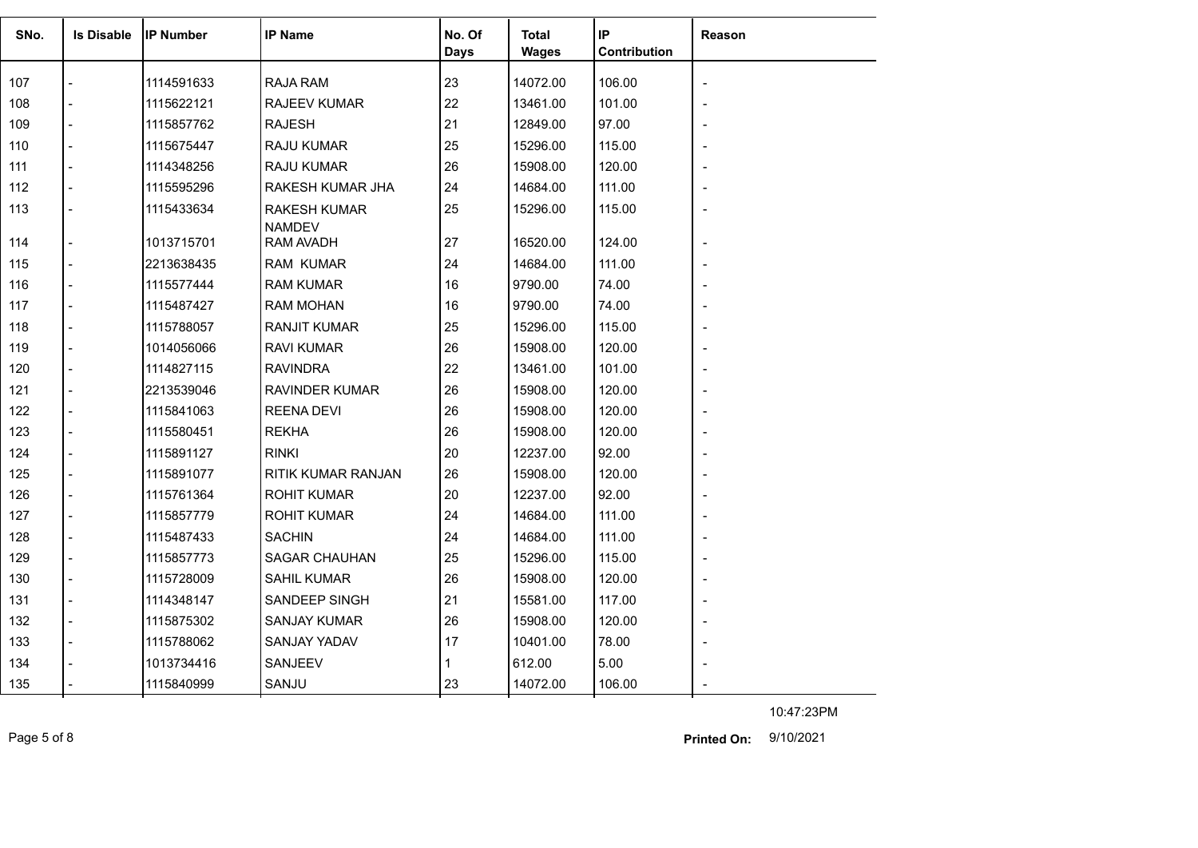| SNo. | Is Disable | IP Number | IP Name | No. Of Days | Total Wages | IP Contribution | Reason |
|---|---|---|---|---|---|---|---|
| 107 | - | 1114591633 | RAJA RAM | 23 | 14072.00 | 106.00 | - |
| 108 | - | 1115622121 | RAJEEV KUMAR | 22 | 13461.00 | 101.00 | - |
| 109 | - | 1115857762 | RAJESH | 21 | 12849.00 | 97.00 | - |
| 110 | - | 1115675447 | RAJU KUMAR | 25 | 15296.00 | 115.00 | - |
| 111 | - | 1114348256 | RAJU KUMAR | 26 | 15908.00 | 120.00 | - |
| 112 | - | 1115595296 | RAKESH KUMAR JHA | 24 | 14684.00 | 111.00 | - |
| 113 | - | 1115433634 | RAKESH KUMAR NAMDEV | 25 | 15296.00 | 115.00 | - |
| 114 | - | 1013715701 | RAM AVADH | 27 | 16520.00 | 124.00 | - |
| 115 | - | 2213638435 | RAM KUMAR | 24 | 14684.00 | 111.00 | - |
| 116 | - | 1115577444 | RAM KUMAR | 16 | 9790.00 | 74.00 | - |
| 117 | - | 1115487427 | RAM MOHAN | 16 | 9790.00 | 74.00 | - |
| 118 | - | 1115788057 | RANJIT KUMAR | 25 | 15296.00 | 115.00 | - |
| 119 | - | 1014056066 | RAVI KUMAR | 26 | 15908.00 | 120.00 | - |
| 120 | - | 1114827115 | RAVINDRA | 22 | 13461.00 | 101.00 | - |
| 121 | - | 2213539046 | RAVINDER KUMAR | 26 | 15908.00 | 120.00 | - |
| 122 | - | 1115841063 | REENA DEVI | 26 | 15908.00 | 120.00 | - |
| 123 | - | 1115580451 | REKHA | 26 | 15908.00 | 120.00 | - |
| 124 | - | 1115891127 | RINKI | 20 | 12237.00 | 92.00 | - |
| 125 | - | 1115891077 | RITIK KUMAR RANJAN | 26 | 15908.00 | 120.00 | - |
| 126 | - | 1115761364 | ROHIT KUMAR | 20 | 12237.00 | 92.00 | - |
| 127 | - | 1115857779 | ROHIT KUMAR | 24 | 14684.00 | 111.00 | - |
| 128 | - | 1115487433 | SACHIN | 24 | 14684.00 | 111.00 | - |
| 129 | - | 1115857773 | SAGAR CHAUHAN | 25 | 15296.00 | 115.00 | - |
| 130 | - | 1115728009 | SAHIL KUMAR | 26 | 15908.00 | 120.00 | - |
| 131 | - | 1114348147 | SANDEEP SINGH | 21 | 15581.00 | 117.00 | - |
| 132 | - | 1115875302 | SANJAY KUMAR | 26 | 15908.00 | 120.00 | - |
| 133 | - | 1115788062 | SANJAY YADAV | 17 | 10401.00 | 78.00 | - |
| 134 | - | 1013734416 | SANJEEV | 1 | 612.00 | 5.00 | - |
| 135 | - | 1115840999 | SANJU | 23 | 14072.00 | 106.00 | - |

10:47:23PM

**Printed On:** 9/10/2021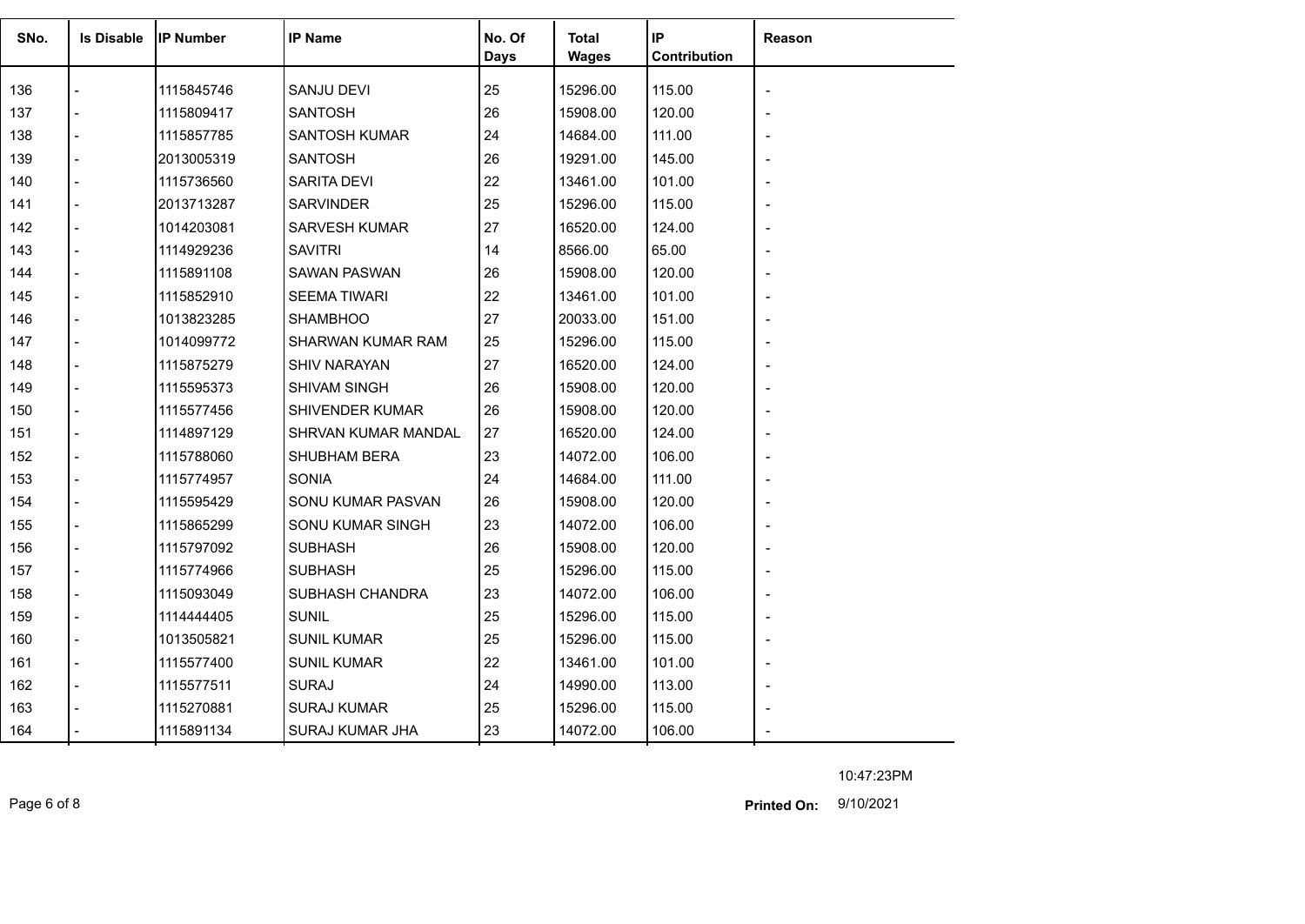| SNo. | Is Disable | IP Number | IP Name | No. Of Days | Total Wages | IP Contribution | Reason |
|---|---|---|---|---|---|---|---|
| 136 | - | 1115845746 | SANJU DEVI | 25 | 15296.00 | 115.00 | - |
| 137 | - | 1115809417 | SANTOSH | 26 | 15908.00 | 120.00 | - |
| 138 | - | 1115857785 | SANTOSH KUMAR | 24 | 14684.00 | 111.00 | - |
| 139 | - | 2013005319 | SANTOSH | 26 | 19291.00 | 145.00 | - |
| 140 | - | 1115736560 | SARITA DEVI | 22 | 13461.00 | 101.00 | - |
| 141 | - | 2013713287 | SARVINDER | 25 | 15296.00 | 115.00 | - |
| 142 | - | 1014203081 | SARVESH KUMAR | 27 | 16520.00 | 124.00 | - |
| 143 | - | 1114929236 | SAVITRI | 14 | 8566.00 | 65.00 | - |
| 144 | - | 1115891108 | SAWAN PASWAN | 26 | 15908.00 | 120.00 | - |
| 145 | - | 1115852910 | SEEMA TIWARI | 22 | 13461.00 | 101.00 | - |
| 146 | - | 1013823285 | SHAMBHOO | 27 | 20033.00 | 151.00 | - |
| 147 | - | 1014099772 | SHARWAN KUMAR RAM | 25 | 15296.00 | 115.00 | - |
| 148 | - | 1115875279 | SHIV NARAYAN | 27 | 16520.00 | 124.00 | - |
| 149 | - | 1115595373 | SHIVAM SINGH | 26 | 15908.00 | 120.00 | - |
| 150 | - | 1115577456 | SHIVENDER KUMAR | 26 | 15908.00 | 120.00 | - |
| 151 | - | 1114897129 | SHRVAN KUMAR MANDAL | 27 | 16520.00 | 124.00 | - |
| 152 | - | 1115788060 | SHUBHAM BERA | 23 | 14072.00 | 106.00 | - |
| 153 | - | 1115774957 | SONIA | 24 | 14684.00 | 111.00 | - |
| 154 | - | 1115595429 | SONU KUMAR PASVAN | 26 | 15908.00 | 120.00 | - |
| 155 | - | 1115865299 | SONU KUMAR SINGH | 23 | 14072.00 | 106.00 | - |
| 156 | - | 1115797092 | SUBHASH | 26 | 15908.00 | 120.00 | - |
| 157 | - | 1115774966 | SUBHASH | 25 | 15296.00 | 115.00 | - |
| 158 | - | 1115093049 | SUBHASH CHANDRA | 23 | 14072.00 | 106.00 | - |
| 159 | - | 1114444405 | SUNIL | 25 | 15296.00 | 115.00 | - |
| 160 | - | 1013505821 | SUNIL KUMAR | 25 | 15296.00 | 115.00 | - |
| 161 | - | 1115577400 | SUNIL KUMAR | 22 | 13461.00 | 101.00 | - |
| 162 | - | 1115577511 | SURAJ | 24 | 14990.00 | 113.00 | - |
| 163 | - | 1115270881 | SURAJ KUMAR | 25 | 15296.00 | 115.00 | - |
| 164 | - | 1115891134 | SURAJ KUMAR JHA | 23 | 14072.00 | 106.00 | - |

10:47:23PM

**Printed On:** 9/10/2021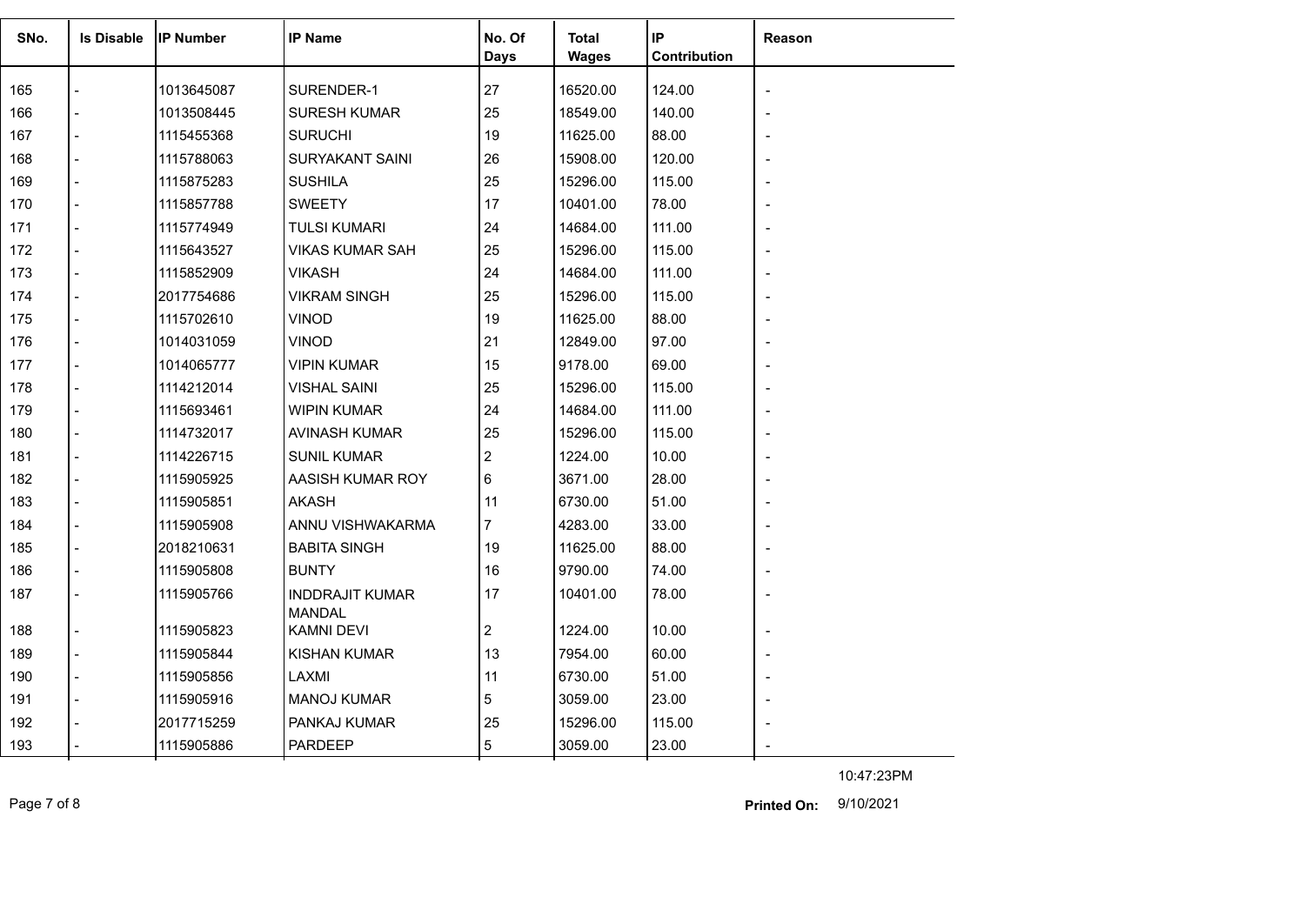| SNo. | Is Disable | IP Number | IP Name | No. Of Days | Total Wages | IP Contribution | Reason |
|---|---|---|---|---|---|---|---|
| 165 | - | 1013645087 | SURENDER-1 | 27 | 16520.00 | 124.00 | - |
| 166 | - | 1013508445 | SURESH KUMAR | 25 | 18549.00 | 140.00 | - |
| 167 | - | 1115455368 | SURUCHI | 19 | 11625.00 | 88.00 | - |
| 168 | - | 1115788063 | SURYAKANT SAINI | 26 | 15908.00 | 120.00 | - |
| 169 | - | 1115875283 | SUSHILA | 25 | 15296.00 | 115.00 | - |
| 170 | - | 1115857788 | SWEETY | 17 | 10401.00 | 78.00 | - |
| 171 | - | 1115774949 | TULSI KUMARI | 24 | 14684.00 | 111.00 | - |
| 172 | - | 1115643527 | VIKAS KUMAR SAH | 25 | 15296.00 | 115.00 | - |
| 173 | - | 1115852909 | VIKASH | 24 | 14684.00 | 111.00 | - |
| 174 | - | 2017754686 | VIKRAM SINGH | 25 | 15296.00 | 115.00 | - |
| 175 | - | 1115702610 | VINOD | 19 | 11625.00 | 88.00 | - |
| 176 | - | 1014031059 | VINOD | 21 | 12849.00 | 97.00 | - |
| 177 | - | 1014065777 | VIPIN KUMAR | 15 | 9178.00 | 69.00 | - |
| 178 | - | 1114212014 | VISHAL SAINI | 25 | 15296.00 | 115.00 | - |
| 179 | - | 1115693461 | WIPIN KUMAR | 24 | 14684.00 | 111.00 | - |
| 180 | - | 1114732017 | AVINASH KUMAR | 25 | 15296.00 | 115.00 | - |
| 181 | - | 1114226715 | SUNIL KUMAR | 2 | 1224.00 | 10.00 | - |
| 182 | - | 1115905925 | AASISH KUMAR ROY | 6 | 3671.00 | 28.00 | - |
| 183 | - | 1115905851 | AKASH | 11 | 6730.00 | 51.00 | - |
| 184 | - | 1115905908 | ANNU VISHWAKARMA | 7 | 4283.00 | 33.00 | - |
| 185 | - | 2018210631 | BABITA SINGH | 19 | 11625.00 | 88.00 | - |
| 186 | - | 1115905808 | BUNTY | 16 | 9790.00 | 74.00 | - |
| 187 | - | 1115905766 | INDDRAJIT KUMAR MANDAL | 17 | 10401.00 | 78.00 | - |
| 188 | - | 1115905823 | KAMNI DEVI | 2 | 1224.00 | 10.00 | - |
| 189 | - | 1115905844 | KISHAN KUMAR | 13 | 7954.00 | 60.00 | - |
| 190 | - | 1115905856 | LAXMI | 11 | 6730.00 | 51.00 | - |
| 191 | - | 1115905916 | MANOJ KUMAR | 5 | 3059.00 | 23.00 | - |
| 192 | - | 2017715259 | PANKAJ KUMAR | 25 | 15296.00 | 115.00 | - |
| 193 | - | 1115905886 | PARDEEP | 5 | 3059.00 | 23.00 | - |

10:47:23PM

**Printed On:** 9/10/2021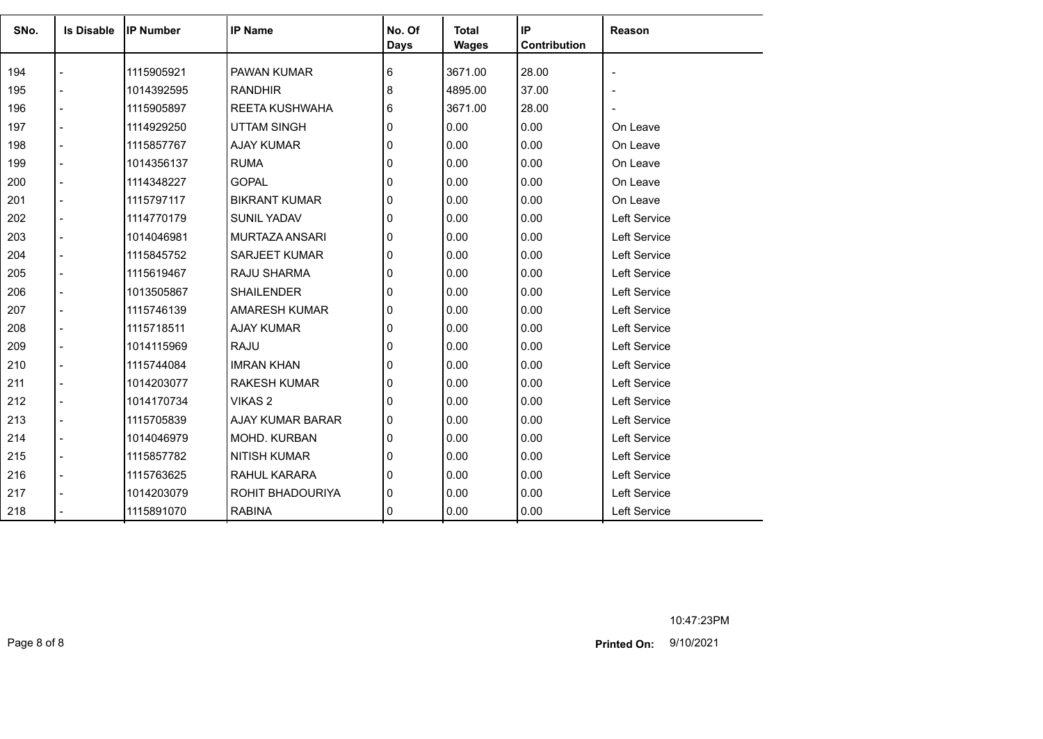| SNo. | Is Disable | IP Number | IP Name | No. Of Days | Total Wages | IP Contribution | Reason |
|---|---|---|---|---|---|---|---|
| 194 | - | 1115905921 | PAWAN KUMAR | 6 | 3671.00 | 28.00 | - |
| 195 | - | 1014392595 | RANDHIR | 8 | 4895.00 | 37.00 | - |
| 196 | - | 1115905897 | REETA KUSHWAHA | 6 | 3671.00 | 28.00 | - |
| 197 | - | 1114929250 | UTTAM SINGH | 0 | 0.00 | 0.00 | On Leave |
| 198 | - | 1115857767 | AJAY KUMAR | 0 | 0.00 | 0.00 | On Leave |
| 199 | - | 1014356137 | RUMA | 0 | 0.00 | 0.00 | On Leave |
| 200 | - | 1114348227 | GOPAL | 0 | 0.00 | 0.00 | On Leave |
| 201 | - | 1115797117 | BIKRANT KUMAR | 0 | 0.00 | 0.00 | On Leave |
| 202 | - | 1114770179 | SUNIL YADAV | 0 | 0.00 | 0.00 | Left Service |
| 203 | - | 1014046981 | MURTAZA ANSARI | 0 | 0.00 | 0.00 | Left Service |
| 204 | - | 1115845752 | SARJEET KUMAR | 0 | 0.00 | 0.00 | Left Service |
| 205 | - | 1115619467 | RAJU SHARMA | 0 | 0.00 | 0.00 | Left Service |
| 206 | - | 1013505867 | SHAILENDER | 0 | 0.00 | 0.00 | Left Service |
| 207 | - | 1115746139 | AMARESH KUMAR | 0 | 0.00 | 0.00 | Left Service |
| 208 | - | 1115718511 | AJAY KUMAR | 0 | 0.00 | 0.00 | Left Service |
| 209 | - | 1014115969 | RAJU | 0 | 0.00 | 0.00 | Left Service |
| 210 | - | 1115744084 | IMRAN KHAN | 0 | 0.00 | 0.00 | Left Service |
| 211 | - | 1014203077 | RAKESH KUMAR | 0 | 0.00 | 0.00 | Left Service |
| 212 | - | 1014170734 | VIKAS 2 | 0 | 0.00 | 0.00 | Left Service |
| 213 | - | 1115705839 | AJAY KUMAR BARAR | 0 | 0.00 | 0.00 | Left Service |
| 214 | - | 1014046979 | MOHD. KURBAN | 0 | 0.00 | 0.00 | Left Service |
| 215 | - | 1115857782 | NITISH KUMAR | 0 | 0.00 | 0.00 | Left Service |
| 216 | - | 1115763625 | RAHUL KARARA | 0 | 0.00 | 0.00 | Left Service |
| 217 | - | 1014203079 | ROHIT BHADOURIYA | 0 | 0.00 | 0.00 | Left Service |
| 218 | - | 1115891070 | RABINA | 0 | 0.00 | 0.00 | Left Service |

10:47:23PM

**Printed On:** 9/10/2021